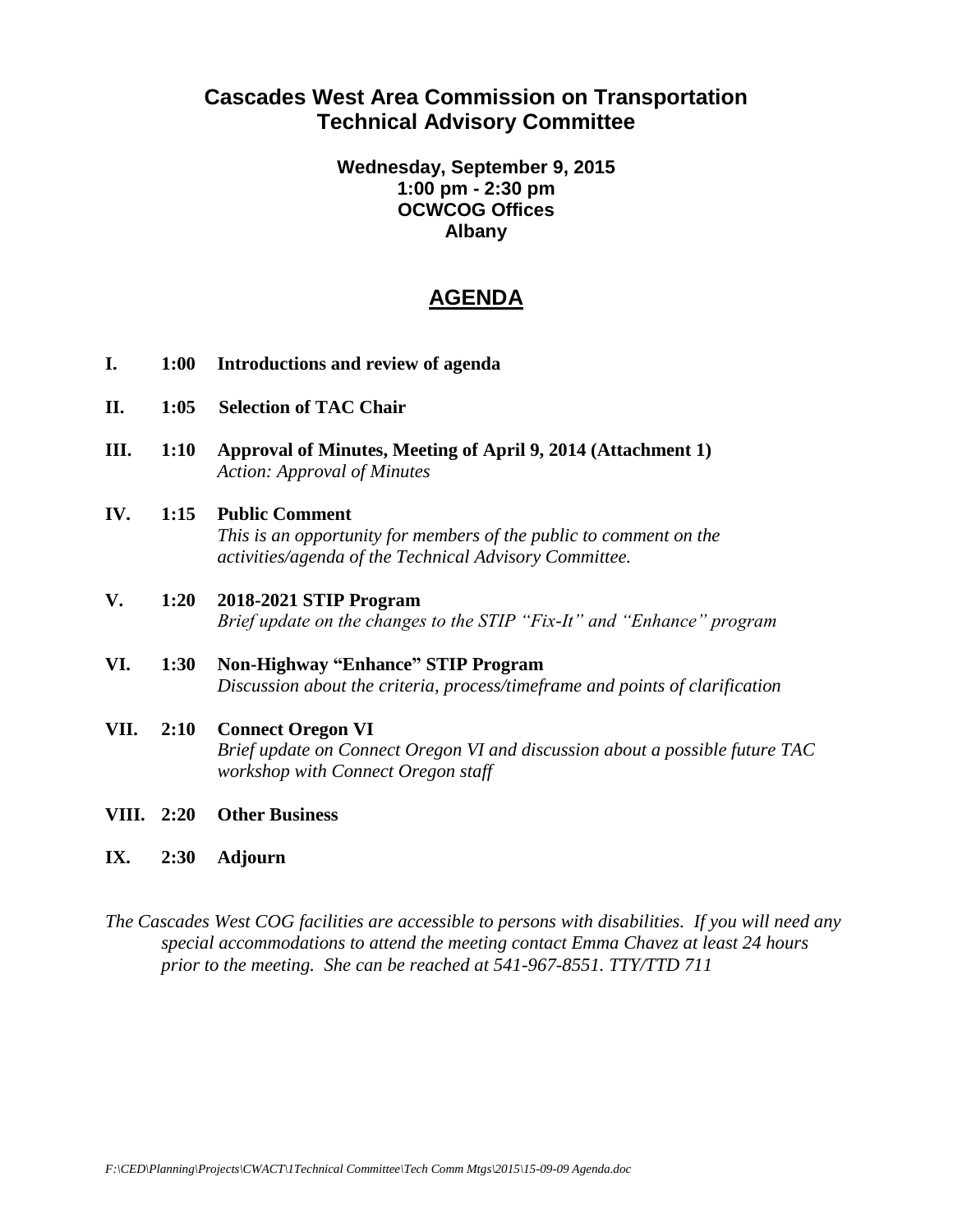# Cascades West Area Commission on Transportation
# Technical Advisory Committee

**Wednesday, September 9, 2015**
**1:00 pm - 2:30 pm**
**OCWCOG Offices**
**Albany**

## AGENDA

**I. 1:00 Introductions and review of agenda**

**II. 1:05 Selection of TAC Chair**

**III. 1:10 Approval of Minutes, Meeting of April 9, 2014 (Attachment 1)**
*Action: Approval of Minutes*

**IV. 1:15 Public Comment**
*This is an opportunity for members of the public to comment on the activities/agenda of the Technical Advisory Committee.*

**V. 1:20 2018-2021 STIP Program**
*Brief update on the changes to the STIP "Fix-It" and "Enhance" program*

**VI. 1:30 Non-Highway "Enhance" STIP Program**
*Discussion about the criteria, process/timeframe and points of clarification*

**VII. 2:10 Connect Oregon VI**
*Brief update on Connect Oregon VI and discussion about a possible future TAC workshop with Connect Oregon staff*

**VIII. 2:20 Other Business**

**IX. 2:30 Adjourn**

*The Cascades West COG facilities are accessible to persons with disabilities. If you will need any special accommodations to attend the meeting contact Emma Chavez at least 24 hours prior to the meeting. She can be reached at 541-967-8551. TTY/TTD 711*

*F:\CED\Planning\Projects\CWACT\1Technical Committee\Tech Comm Mtgs\2015\15-09-09 Agenda.doc*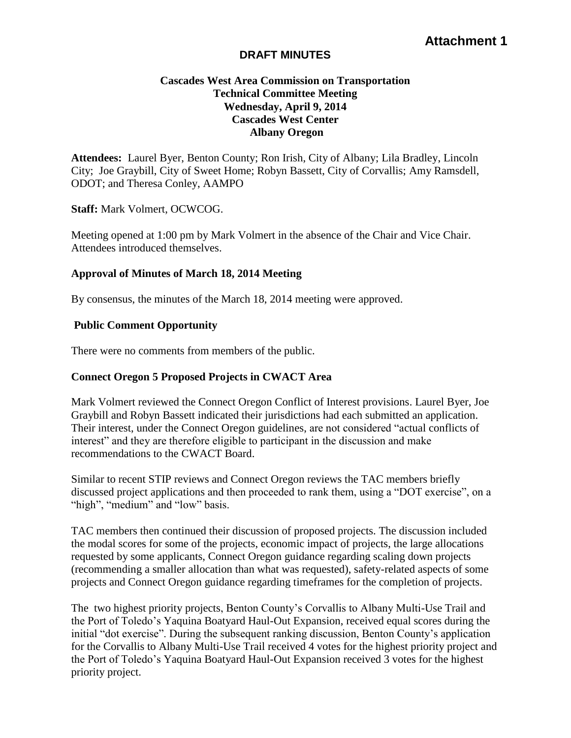**Attachment 1**

**DRAFT MINUTES**

**Cascades West Area Commission on Transportation**
**Technical Committee Meeting**
**Wednesday, April 9, 2014**
**Cascades West Center**
**Albany Oregon**

**Attendees:** Laurel Byer, Benton County; Ron Irish, City of Albany; Lila Bradley, Lincoln City; Joe Graybill, City of Sweet Home; Robyn Bassett, City of Corvallis; Amy Ramsdell, ODOT; and Theresa Conley, AAMPO

**Staff:** Mark Volmert, OCWCOG.

Meeting opened at 1:00 pm by Mark Volmert in the absence of the Chair and Vice Chair. Attendees introduced themselves.

**Approval of Minutes of March 18, 2014 Meeting**

By consensus, the minutes of the March 18, 2014 meeting were approved.

**Public Comment Opportunity**

There were no comments from members of the public.

**Connect Oregon 5 Proposed Projects in CWACT Area**

Mark Volmert reviewed the Connect Oregon Conflict of Interest provisions. Laurel Byer, Joe Graybill and Robyn Bassett indicated their jurisdictions had each submitted an application. Their interest, under the Connect Oregon guidelines, are not considered "actual conflicts of interest" and they are therefore eligible to participant in the discussion and make recommendations to the CWACT Board.

Similar to recent STIP reviews and Connect Oregon reviews the TAC members briefly discussed project applications and then proceeded to rank them, using a "DOT exercise", on a "high", "medium" and "low" basis.

TAC members then continued their discussion of proposed projects. The discussion included the modal scores for some of the projects, economic impact of projects, the large allocations requested by some applicants, Connect Oregon guidance regarding scaling down projects (recommending a smaller allocation than what was requested), safety-related aspects of some projects and Connect Oregon guidance regarding timeframes for the completion of projects.

The two highest priority projects, Benton County's Corvallis to Albany Multi-Use Trail and the Port of Toledo's Yaquina Boatyard Haul-Out Expansion, received equal scores during the initial "dot exercise". During the subsequent ranking discussion, Benton County's application for the Corvallis to Albany Multi-Use Trail received 4 votes for the highest priority project and the Port of Toledo's Yaquina Boatyard Haul-Out Expansion received 3 votes for the highest priority project.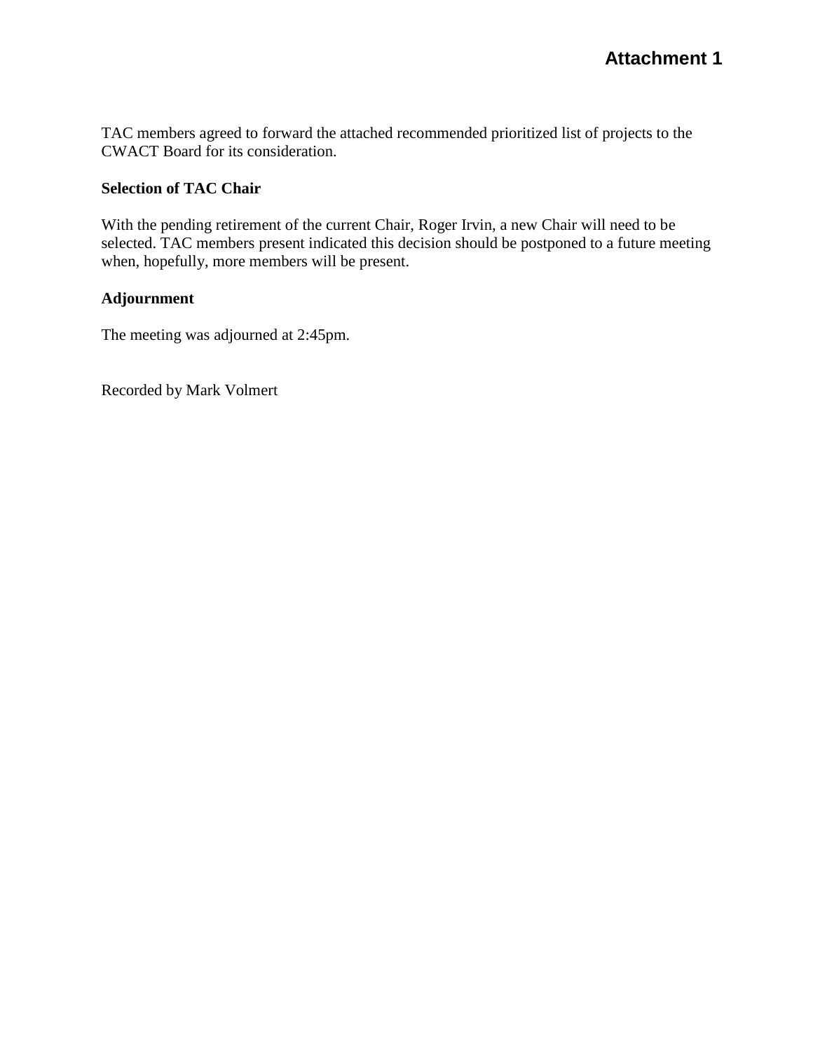**Attachment 1**

TAC members agreed to forward the attached recommended prioritized list of projects to the CWACT Board for its consideration.

**Selection of TAC Chair**

With the pending retirement of the current Chair, Roger Irvin, a new Chair will need to be selected. TAC members present indicated this decision should be postponed to a future meeting when, hopefully, more members will be present.

**Adjournment**

The meeting was adjourned at 2:45pm.

Recorded by Mark Volmert